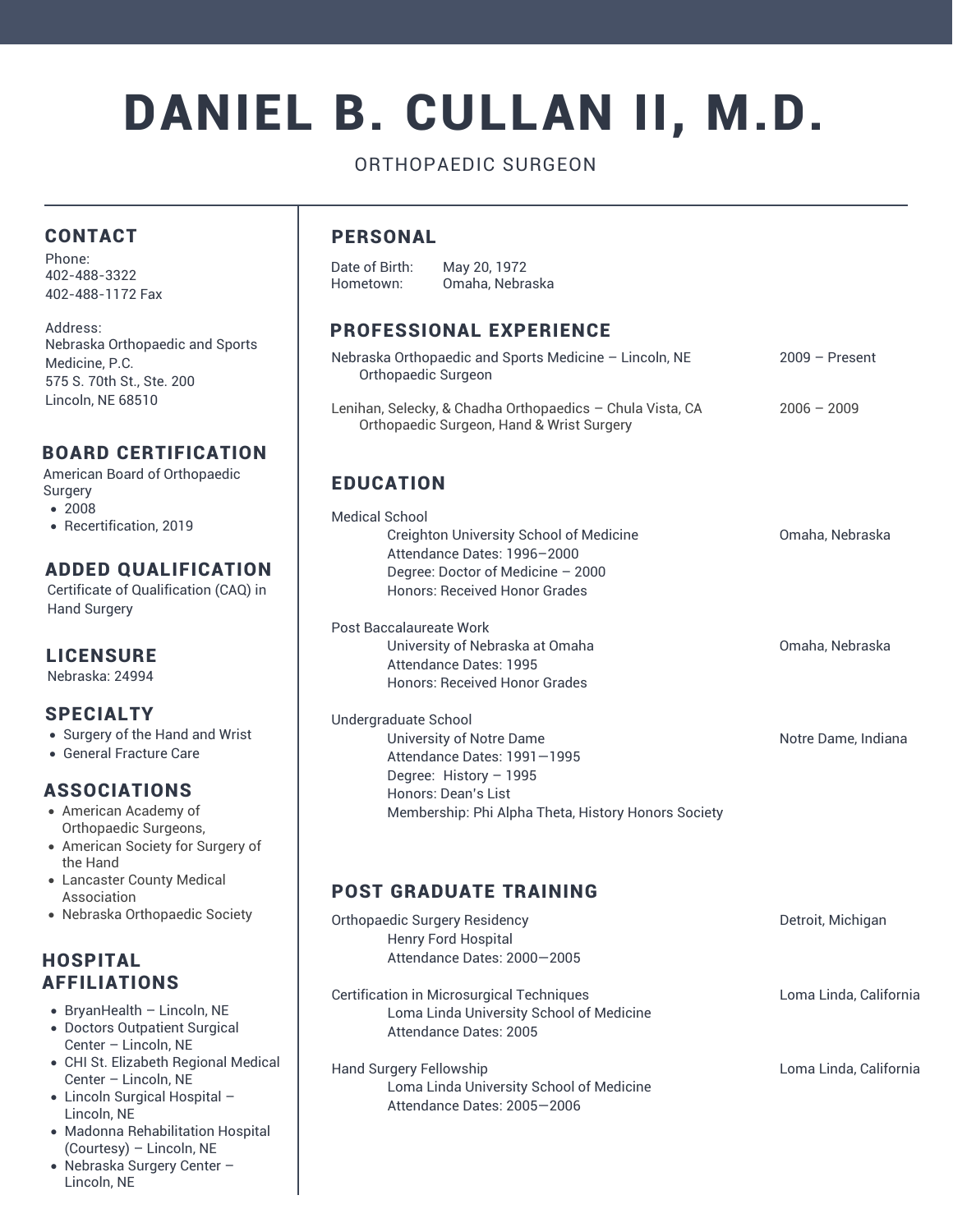# DANIEL B. CULLAN II, M.D.

ORTHOPAEDIC SURGEON

## CONTACT

Phone:
402-488-3322
402-488-1172 Fax

Address:
Nebraska Orthopaedic and Sports Medicine, P.C.
575 S. 70th St., Ste. 200
Lincoln, NE 68510

## BOARD CERTIFICATION

American Board of Orthopaedic Surgery

- 2008
- Recertification, 2019

## ADDED QUALIFICATION

Certificate of Qualification (CAQ) in Hand Surgery

## LICENSURE

Nebraska: 24994

## SPECIALTY

- Surgery of the Hand and Wrist
- General Fracture Care

## ASSOCIATIONS

- American Academy of Orthopaedic Surgeons,
- American Society for Surgery of the Hand
- Lancaster County Medical Association
- Nebraska Orthopaedic Society

## HOSPITAL AFFILIATIONS

- BryanHealth – Lincoln, NE
- Doctors Outpatient Surgical Center – Lincoln, NE
- CHI St. Elizabeth Regional Medical Center – Lincoln, NE
- Lincoln Surgical Hospital – Lincoln, NE
- Madonna Rehabilitation Hospital (Courtesy) – Lincoln, NE
- Nebraska Surgery Center – Lincoln, NE

## PERSONAL

Date of Birth: May 20, 1972
Hometown: Omaha, Nebraska

## PROFESSIONAL EXPERIENCE

Nebraska Orthopaedic and Sports Medicine – Lincoln, NE — 2009 – Present
Orthopaedic Surgeon

Lenihan, Selecky, & Chadha Orthopaedics – Chula Vista, CA — 2006 – 2009
Orthopaedic Surgeon, Hand & Wrist Surgery

## EDUCATION

Medical School
Creighton University School of Medicine — Omaha, Nebraska
Attendance Dates: 1996—2000
Degree: Doctor of Medicine – 2000
Honors: Received Honor Grades

Post Baccalaureate Work
University of Nebraska at Omaha — Omaha, Nebraska
Attendance Dates: 1995
Honors: Received Honor Grades

Undergraduate School
University of Notre Dame — Notre Dame, Indiana
Attendance Dates: 1991—1995
Degree: History – 1995
Honors: Dean's List
Membership: Phi Alpha Theta, History Honors Society

## POST GRADUATE TRAINING

Orthopaedic Surgery Residency — Detroit, Michigan
Henry Ford Hospital
Attendance Dates: 2000—2005

Certification in Microsurgical Techniques — Loma Linda, California
Loma Linda University School of Medicine
Attendance Dates: 2005

Hand Surgery Fellowship — Loma Linda, California
Loma Linda University School of Medicine
Attendance Dates: 2005—2006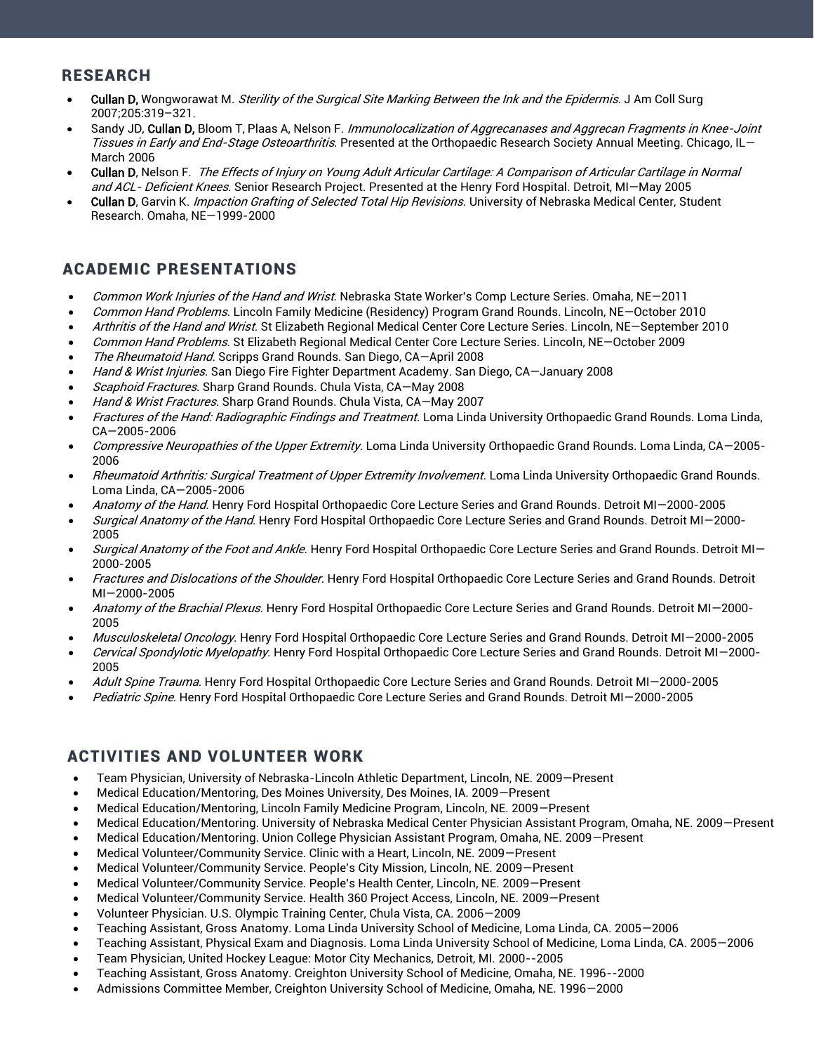## RESEARCH

- **Cullan D,** Wongworawat M. *Sterility of the Surgical Site Marking Between the Ink and the Epidermis.* J Am Coll Surg 2007;205:319–321.
- Sandy JD, **Cullan D,** Bloom T, Plaas A, Nelson F. *Immunolocalization of Aggrecanases and Aggrecan Fragments in Knee-Joint Tissues in Early and End-Stage Osteoarthritis.* Presented at the Orthopaedic Research Society Annual Meeting. Chicago, IL—March 2006
- **Cullan D**, Nelson F. *The Effects of Injury on Young Adult Articular Cartilage: A Comparison of Articular Cartilage in Normal and ACL- Deficient Knees.* Senior Research Project. Presented at the Henry Ford Hospital. Detroit, MI—May 2005
- **Cullan D**, Garvin K. *Impaction Grafting of Selected Total Hip Revisions*. University of Nebraska Medical Center, Student Research. Omaha, NE—1999-2000

## ACADEMIC PRESENTATIONS

- *Common Work Injuries of the Hand and Wrist*. Nebraska State Worker's Comp Lecture Series. Omaha, NE—2011
- *Common Hand Problems*. Lincoln Family Medicine (Residency) Program Grand Rounds. Lincoln, NE—October 2010
- *Arthritis of the Hand and Wrist*. St Elizabeth Regional Medical Center Core Lecture Series. Lincoln, NE—September 2010
- *Common Hand Problems*. St Elizabeth Regional Medical Center Core Lecture Series. Lincoln, NE—October 2009
- *The Rheumatoid Hand*. Scripps Grand Rounds. San Diego, CA—April 2008
- *Hand & Wrist Injuries*. San Diego Fire Fighter Department Academy. San Diego, CA—January 2008
- *Scaphoid Fractures*. Sharp Grand Rounds. Chula Vista, CA—May 2008
- *Hand & Wrist Fractures*. Sharp Grand Rounds. Chula Vista, CA—May 2007
- *Fractures of the Hand: Radiographic Findings and Treatment*. Loma Linda University Orthopaedic Grand Rounds. Loma Linda, CA—2005-2006
- *Compressive Neuropathies of the Upper Extremity*. Loma Linda University Orthopaedic Grand Rounds. Loma Linda, CA—2005-2006
- *Rheumatoid Arthritis: Surgical Treatment of Upper Extremity Involvement*. Loma Linda University Orthopaedic Grand Rounds. Loma Linda, CA—2005-2006
- *Anatomy of the Hand*. Henry Ford Hospital Orthopaedic Core Lecture Series and Grand Rounds. Detroit MI—2000-2005
- *Surgical Anatomy of the Hand*. Henry Ford Hospital Orthopaedic Core Lecture Series and Grand Rounds. Detroit MI—2000-2005
- *Surgical Anatomy of the Foot and Ankle*. Henry Ford Hospital Orthopaedic Core Lecture Series and Grand Rounds. Detroit MI—2000-2005
- *Fractures and Dislocations of the Shoulder*. Henry Ford Hospital Orthopaedic Core Lecture Series and Grand Rounds. Detroit MI—2000-2005
- *Anatomy of the Brachial Plexus*. Henry Ford Hospital Orthopaedic Core Lecture Series and Grand Rounds. Detroit MI—2000-2005
- *Musculoskeletal Oncology*. Henry Ford Hospital Orthopaedic Core Lecture Series and Grand Rounds. Detroit MI—2000-2005
- *Cervical Spondylotic Myelopathy*. Henry Ford Hospital Orthopaedic Core Lecture Series and Grand Rounds. Detroit MI—2000-2005
- *Adult Spine Trauma*. Henry Ford Hospital Orthopaedic Core Lecture Series and Grand Rounds. Detroit MI—2000-2005
- *Pediatric Spine*. Henry Ford Hospital Orthopaedic Core Lecture Series and Grand Rounds. Detroit MI—2000-2005

## ACTIVITIES AND VOLUNTEER WORK

- Team Physician, University of Nebraska-Lincoln Athletic Department, Lincoln, NE. 2009—Present
- Medical Education/Mentoring, Des Moines University, Des Moines, IA. 2009—Present
- Medical Education/Mentoring, Lincoln Family Medicine Program, Lincoln, NE. 2009—Present
- Medical Education/Mentoring. University of Nebraska Medical Center Physician Assistant Program, Omaha, NE. 2009—Present
- Medical Education/Mentoring. Union College Physician Assistant Program, Omaha, NE. 2009—Present
- Medical Volunteer/Community Service. Clinic with a Heart, Lincoln, NE. 2009—Present
- Medical Volunteer/Community Service. People's City Mission, Lincoln, NE. 2009—Present
- Medical Volunteer/Community Service. People's Health Center, Lincoln, NE. 2009—Present
- Medical Volunteer/Community Service. Health 360 Project Access, Lincoln, NE. 2009—Present
- Volunteer Physician. U.S. Olympic Training Center, Chula Vista, CA. 2006—2009
- Teaching Assistant, Gross Anatomy. Loma Linda University School of Medicine, Loma Linda, CA. 2005—2006
- Teaching Assistant, Physical Exam and Diagnosis. Loma Linda University School of Medicine, Loma Linda, CA. 2005—2006
- Team Physician, United Hockey League: Motor City Mechanics, Detroit, MI. 2000--2005
- Teaching Assistant, Gross Anatomy. Creighton University School of Medicine, Omaha, NE. 1996--2000
- Admissions Committee Member, Creighton University School of Medicine, Omaha, NE. 1996—2000